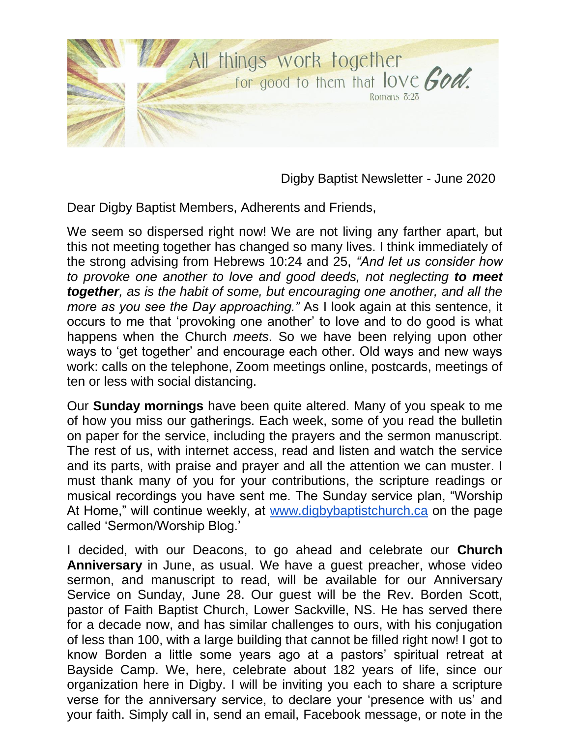All things work together for good to them that love God.
Romans 8:28

Digby Baptist Newsletter - June 2020

Dear Digby Baptist Members, Adherents and Friends,

We seem so dispersed right now! We are not living any farther apart, but this not meeting together has changed so many lives. I think immediately of the strong advising from Hebrews 10:24 and 25, *"And let us consider how to provoke one another to love and good deeds, not neglecting **to meet together**, as is the habit of some, but encouraging one another, and all the more as you see the Day approaching."* As I look again at this sentence, it occurs to me that 'provoking one another' to love and to do good is what happens when the Church *meets*. So we have been relying upon other ways to 'get together' and encourage each other. Old ways and new ways work: calls on the telephone, Zoom meetings online, postcards, meetings of ten or less with social distancing.

Our **Sunday mornings** have been quite altered. Many of you speak to me of how you miss our gatherings. Each week, some of you read the bulletin on paper for the service, including the prayers and the sermon manuscript. The rest of us, with internet access, read and listen and watch the service and its parts, with praise and prayer and all the attention we can muster. I must thank many of you for your contributions, the scripture readings or musical recordings you have sent me. The Sunday service plan, "Worship At Home," will continue weekly, at [www.digbybaptistchurch.ca](http://www.digbybaptistchurch.ca) on the page called 'Sermon/Worship Blog.'

I decided, with our Deacons, to go ahead and celebrate our **Church Anniversary** in June, as usual. We have a guest preacher, whose video sermon, and manuscript to read, will be available for our Anniversary Service on Sunday, June 28. Our guest will be the Rev. Borden Scott, pastor of Faith Baptist Church, Lower Sackville, NS. He has served there for a decade now, and has similar challenges to ours, with his conjugation of less than 100, with a large building that cannot be filled right now! I got to know Borden a little some years ago at a pastors' spiritual retreat at Bayside Camp. We, here, celebrate about 182 years of life, since our organization here in Digby. I will be inviting you each to share a scripture verse for the anniversary service, to declare your 'presence with us' and your faith. Simply call in, send an email, Facebook message, or note in the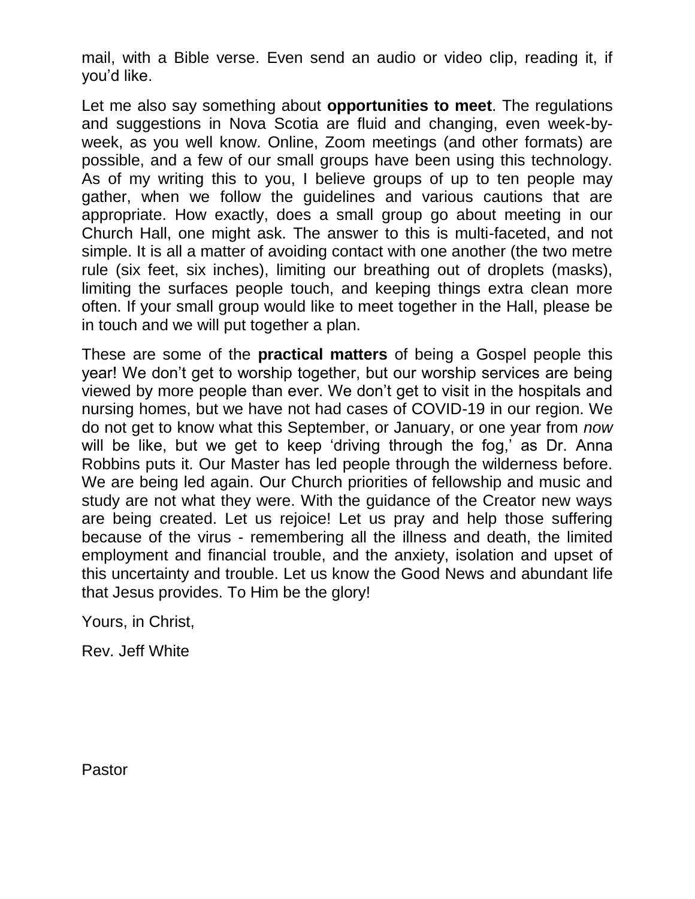mail, with a Bible verse. Even send an audio or video clip, reading it, if you'd like.

Let me also say something about **opportunities to meet**. The regulations and suggestions in Nova Scotia are fluid and changing, even week-by-week, as you well know. Online, Zoom meetings (and other formats) are possible, and a few of our small groups have been using this technology. As of my writing this to you, I believe groups of up to ten people may gather, when we follow the guidelines and various cautions that are appropriate. How exactly, does a small group go about meeting in our Church Hall, one might ask. The answer to this is multi-faceted, and not simple. It is all a matter of avoiding contact with one another (the two metre rule (six feet, six inches), limiting our breathing out of droplets (masks), limiting the surfaces people touch, and keeping things extra clean more often. If your small group would like to meet together in the Hall, please be in touch and we will put together a plan.

These are some of the **practical matters** of being a Gospel people this year! We don't get to worship together, but our worship services are being viewed by more people than ever. We don't get to visit in the hospitals and nursing homes, but we have not had cases of COVID-19 in our region. We do not get to know what this September, or January, or one year from *now* will be like, but we get to keep 'driving through the fog,' as Dr. Anna Robbins puts it. Our Master has led people through the wilderness before. We are being led again. Our Church priorities of fellowship and music and study are not what they were. With the guidance of the Creator new ways are being created. Let us rejoice! Let us pray and help those suffering because of the virus - remembering all the illness and death, the limited employment and financial trouble, and the anxiety, isolation and upset of this uncertainty and trouble. Let us know the Good News and abundant life that Jesus provides. To Him be the glory!

Yours, in Christ,

Rev. Jeff White

Pastor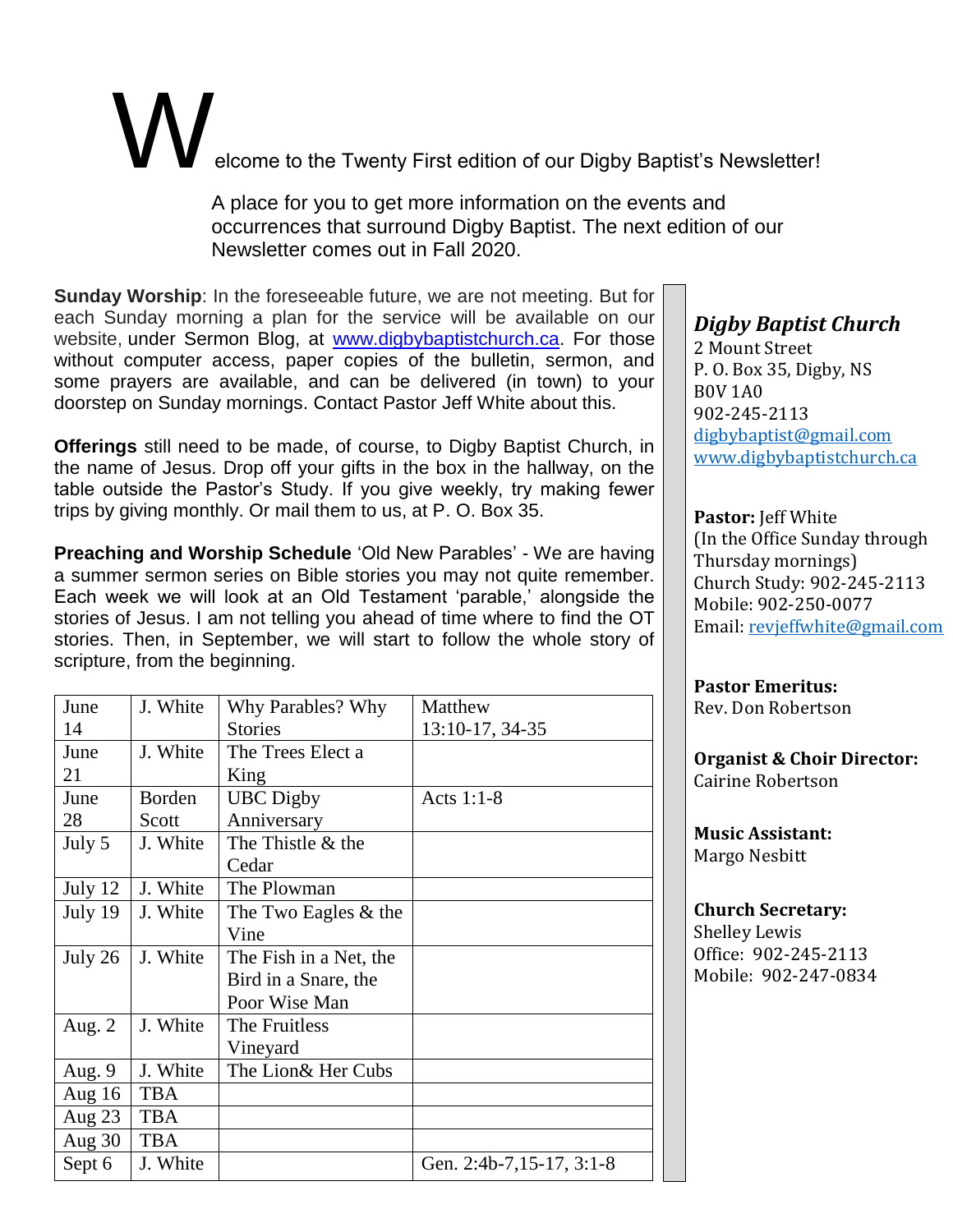W elcome to the Twenty First edition of our Digby Baptist's Newsletter!

A place for you to get more information on the events and occurrences that surround Digby Baptist. The next edition of our Newsletter comes out in Fall 2020.

**Sunday Worship**: In the foreseeable future, we are not meeting. But for each Sunday morning a plan for the service will be available on our website, under Sermon Blog, at www.digbybaptistchurch.ca. For those without computer access, paper copies of the bulletin, sermon, and some prayers are available, and can be delivered (in town) to your doorstep on Sunday mornings. Contact Pastor Jeff White about this.

**Offerings** still need to be made, of course, to Digby Baptist Church, in the name of Jesus. Drop off your gifts in the box in the hallway, on the table outside the Pastor's Study. If you give weekly, try making fewer trips by giving monthly. Or mail them to us, at P. O. Box 35.

**Preaching and Worship Schedule** 'Old New Parables' - We are having a summer sermon series on Bible stories you may not quite remember. Each week we will look at an Old Testament 'parable,' alongside the stories of Jesus. I am not telling you ahead of time where to find the OT stories. Then, in September, we will start to follow the whole story of scripture, from the beginning.

| | | | |
|---|---|---|---|
| June 14 | J. White | Why Parables? Why Stories | Matthew 13:10-17, 34-35 |
| June 21 | J. White | The Trees Elect a King | |
| June 28 | Borden Scott | UBC Digby Anniversary | Acts 1:1-8 |
| July 5 | J. White | The Thistle & the Cedar | |
| July 12 | J. White | The Plowman | |
| July 19 | J. White | The Two Eagles & the Vine | |
| July 26 | J. White | The Fish in a Net, the Bird in a Snare, the Poor Wise Man | |
| Aug. 2 | J. White | The Fruitless Vineyard | |
| Aug. 9 | J. White | The Lion& Her Cubs | |
| Aug 16 | TBA | | |
| Aug 23 | TBA | | |
| Aug 30 | TBA | | |
| Sept 6 | J. White | | Gen. 2:4b-7,15-17, 3:1-8 |

***Digby Baptist Church***
2 Mount Street
P. O. Box 35, Digby, NS
B0V 1A0
902-245-2113
digbybaptist@gmail.com
www.digbybaptistchurch.ca

**Pastor:** Jeff White
(In the Office Sunday through Thursday mornings)
Church Study: 902-245-2113
Mobile: 902-250-0077
Email: revjeffwhite@gmail.com

**Pastor Emeritus:**
Rev. Don Robertson

**Organist & Choir Director:**
Cairine Robertson

**Music Assistant:**
Margo Nesbitt

**Church Secretary:**
Shelley Lewis
Office: 902-245-2113
Mobile: 902-247-0834